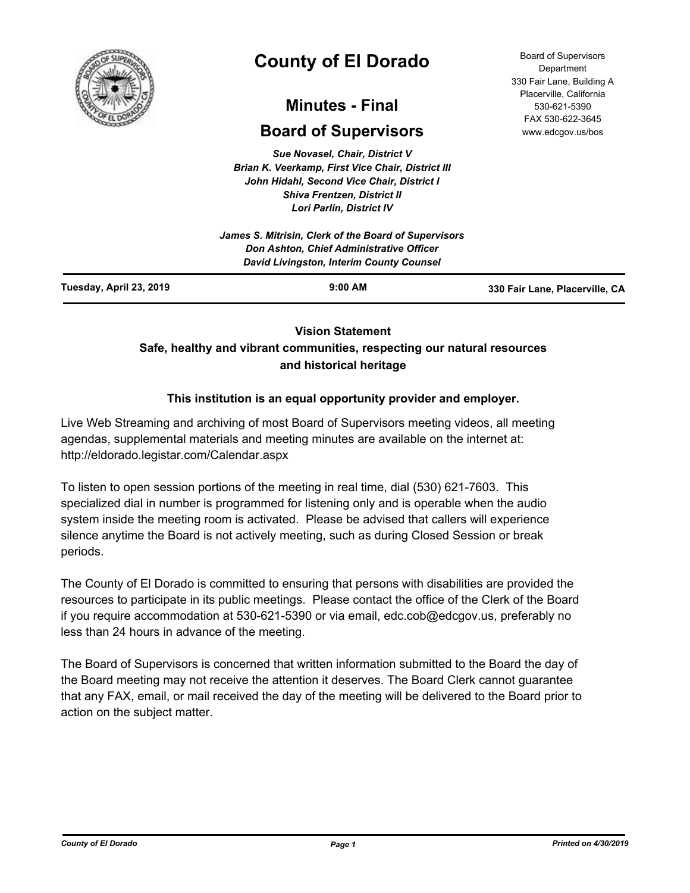# County of El Dorado

## Minutes - Final

## Board of Supervisors

Board of Supervisors Department
330 Fair Lane, Building A
Placerville, California
530-621-5390
FAX 530-622-3645
www.edcgov.us/bos

*Sue Novasel, Chair, District V*
*Brian K. Veerkamp, First Vice Chair, District III*
*John Hidahl, Second Vice Chair, District I*
*Shiva Frentzen, District II*
*Lori Parlin, District IV*

*James S. Mitrisin, Clerk of the Board of Supervisors*
*Don Ashton, Chief Administrative Officer*
*David Livingston, Interim County Counsel*

**Tuesday, April 23, 2019** | **9:00 AM** | **330 Fair Lane, Placerville, CA**

**Vision Statement**
**Safe, healthy and vibrant communities, respecting our natural resources and historical heritage**

**This institution is an equal opportunity provider and employer.**

Live Web Streaming and archiving of most Board of Supervisors meeting videos, all meeting agendas, supplemental materials and meeting minutes are available on the internet at: http://eldorado.legistar.com/Calendar.aspx

To listen to open session portions of the meeting in real time, dial (530) 621-7603. This specialized dial in number is programmed for listening only and is operable when the audio system inside the meeting room is activated. Please be advised that callers will experience silence anytime the Board is not actively meeting, such as during Closed Session or break periods.

The County of El Dorado is committed to ensuring that persons with disabilities are provided the resources to participate in its public meetings. Please contact the office of the Clerk of the Board if you require accommodation at 530-621-5390 or via email, edc.cob@edcgov.us, preferably no less than 24 hours in advance of the meeting.

The Board of Supervisors is concerned that written information submitted to the Board the day of the Board meeting may not receive the attention it deserves. The Board Clerk cannot guarantee that any FAX, email, or mail received the day of the meeting will be delivered to the Board prior to action on the subject matter.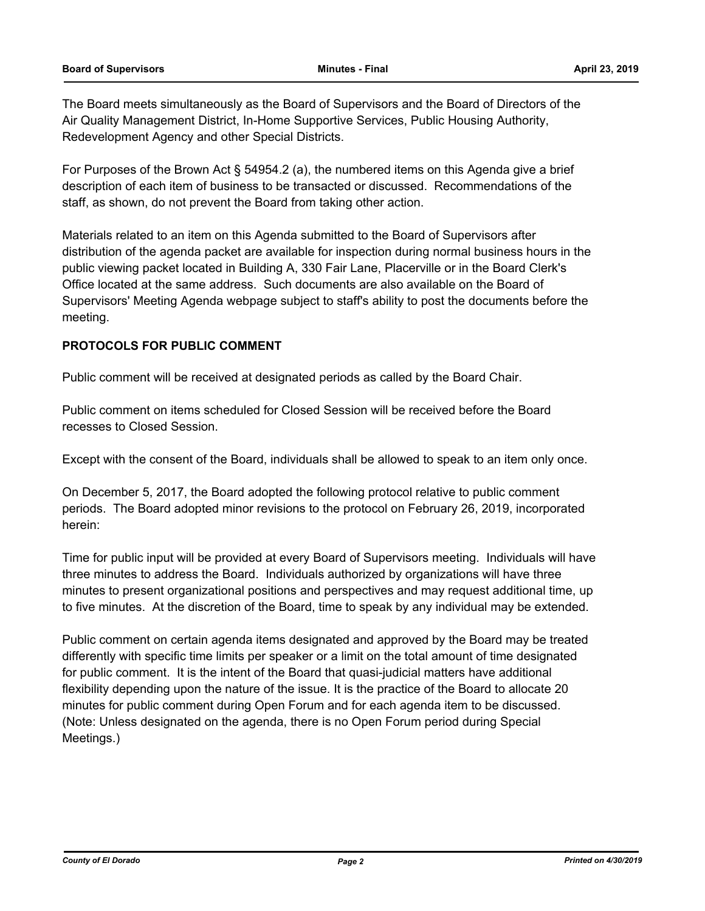The Board meets simultaneously as the Board of Supervisors and the Board of Directors of the Air Quality Management District, In-Home Supportive Services, Public Housing Authority, Redevelopment Agency and other Special Districts.

For Purposes of the Brown Act § 54954.2 (a), the numbered items on this Agenda give a brief description of each item of business to be transacted or discussed. Recommendations of the staff, as shown, do not prevent the Board from taking other action.

Materials related to an item on this Agenda submitted to the Board of Supervisors after distribution of the agenda packet are available for inspection during normal business hours in the public viewing packet located in Building A, 330 Fair Lane, Placerville or in the Board Clerk's Office located at the same address. Such documents are also available on the Board of Supervisors' Meeting Agenda webpage subject to staff's ability to post the documents before the meeting.

**PROTOCOLS FOR PUBLIC COMMENT**

Public comment will be received at designated periods as called by the Board Chair.

Public comment on items scheduled for Closed Session will be received before the Board recesses to Closed Session.

Except with the consent of the Board, individuals shall be allowed to speak to an item only once.

On December 5, 2017, the Board adopted the following protocol relative to public comment periods. The Board adopted minor revisions to the protocol on February 26, 2019, incorporated herein:

Time for public input will be provided at every Board of Supervisors meeting. Individuals will have three minutes to address the Board. Individuals authorized by organizations will have three minutes to present organizational positions and perspectives and may request additional time, up to five minutes. At the discretion of the Board, time to speak by any individual may be extended.

Public comment on certain agenda items designated and approved by the Board may be treated differently with specific time limits per speaker or a limit on the total amount of time designated for public comment. It is the intent of the Board that quasi-judicial matters have additional flexibility depending upon the nature of the issue. It is the practice of the Board to allocate 20 minutes for public comment during Open Forum and for each agenda item to be discussed. (Note: Unless designated on the agenda, there is no Open Forum period during Special Meetings.)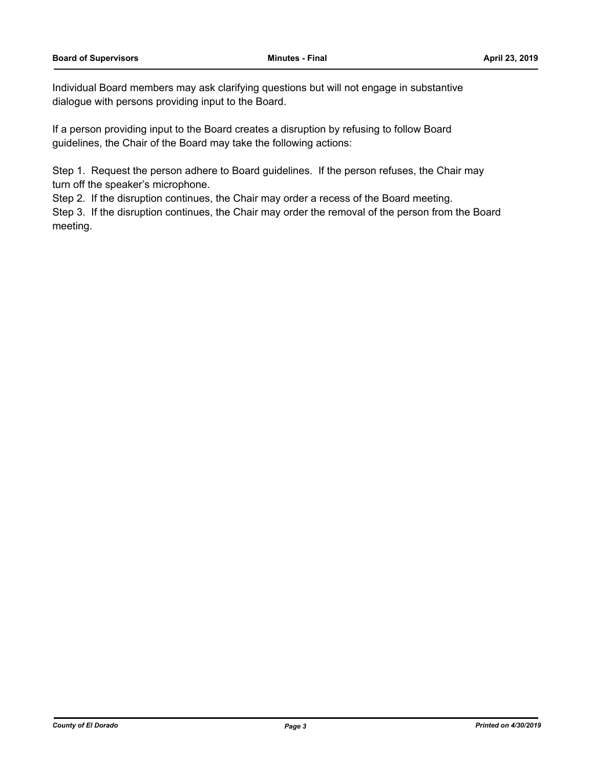Individual Board members may ask clarifying questions but will not engage in substantive dialogue with persons providing input to the Board.

If a person providing input to the Board creates a disruption by refusing to follow Board guidelines, the Chair of the Board may take the following actions:

Step 1. Request the person adhere to Board guidelines. If the person refuses, the Chair may turn off the speaker's microphone.

Step 2. If the disruption continues, the Chair may order a recess of the Board meeting.

Step 3. If the disruption continues, the Chair may order the removal of the person from the Board meeting.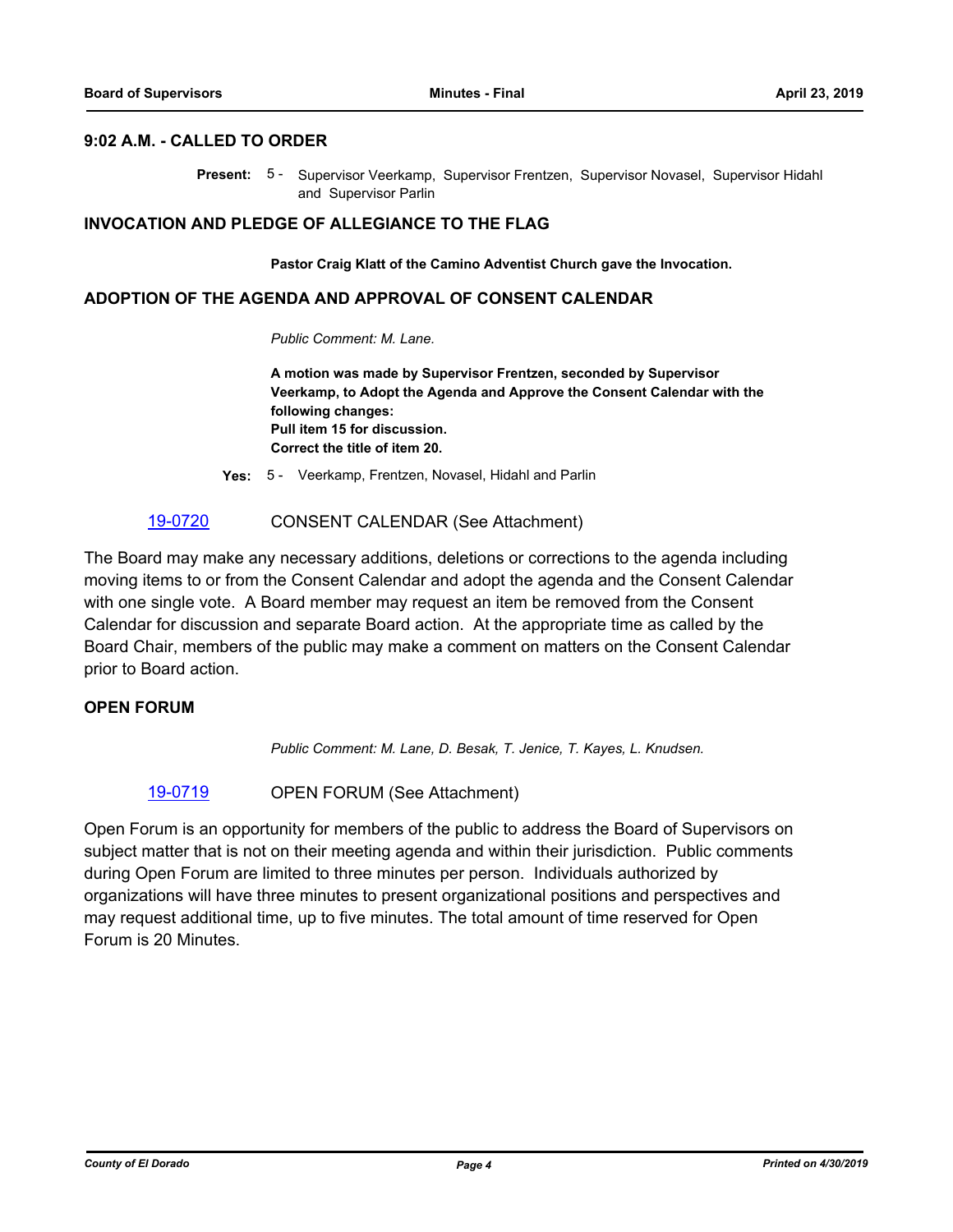## 9:02 A.M. - CALLED TO ORDER

**Present:** 5 - Supervisor Veerkamp, Supervisor Frentzen, Supervisor Novasel, Supervisor Hidahl and Supervisor Parlin

## INVOCATION AND PLEDGE OF ALLEGIANCE TO THE FLAG

**Pastor Craig Klatt of the Camino Adventist Church gave the Invocation.**

## ADOPTION OF THE AGENDA AND APPROVAL OF CONSENT CALENDAR

*Public Comment: M. Lane.*

**A motion was made by Supervisor Frentzen, seconded by Supervisor Veerkamp, to Adopt the Agenda and Approve the Consent Calendar with the following changes:**
**Pull item 15 for discussion.**
**Correct the title of item 20.**

**Yes:** 5 - Veerkamp, Frentzen, Novasel, Hidahl and Parlin

[19-0720](19-0720) CONSENT CALENDAR (See Attachment)

The Board may make any necessary additions, deletions or corrections to the agenda including moving items to or from the Consent Calendar and adopt the agenda and the Consent Calendar with one single vote. A Board member may request an item be removed from the Consent Calendar for discussion and separate Board action. At the appropriate time as called by the Board Chair, members of the public may make a comment on matters on the Consent Calendar prior to Board action.

## OPEN FORUM

*Public Comment: M. Lane, D. Besak, T. Jenice, T. Kayes, L. Knudsen.*

[19-0719](19-0719) OPEN FORUM (See Attachment)

Open Forum is an opportunity for members of the public to address the Board of Supervisors on subject matter that is not on their meeting agenda and within their jurisdiction. Public comments during Open Forum are limited to three minutes per person. Individuals authorized by organizations will have three minutes to present organizational positions and perspectives and may request additional time, up to five minutes. The total amount of time reserved for Open Forum is 20 Minutes.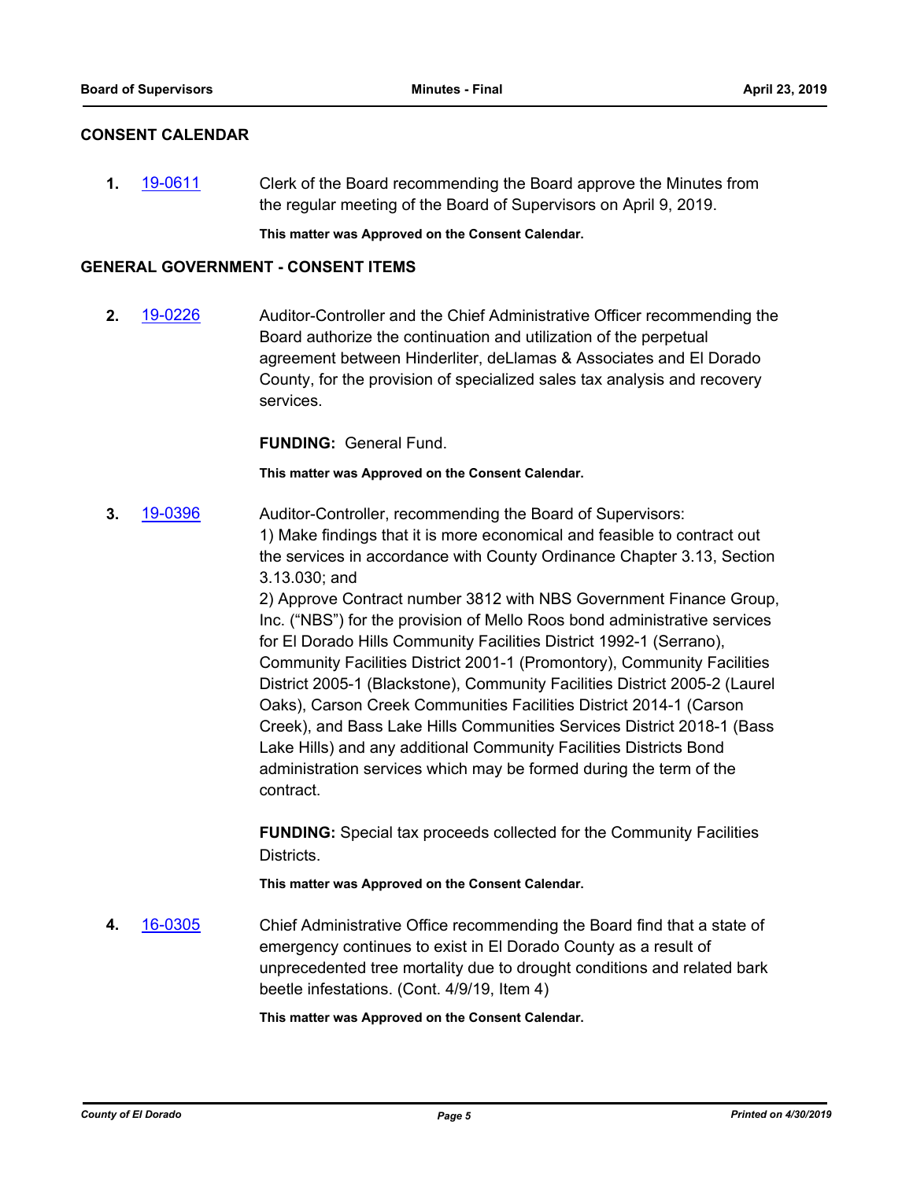## CONSENT CALENDAR

**1.** 19-0611 Clerk of the Board recommending the Board approve the Minutes from the regular meeting of the Board of Supervisors on April 9, 2019.

**This matter was Approved on the Consent Calendar.**

## GENERAL GOVERNMENT - CONSENT ITEMS

**2.** 19-0226 Auditor-Controller and the Chief Administrative Officer recommending the Board authorize the continuation and utilization of the perpetual agreement between Hinderliter, deLlamas & Associates and El Dorado County, for the provision of specialized sales tax analysis and recovery services.

**FUNDING:** General Fund.

**This matter was Approved on the Consent Calendar.**

**3.** 19-0396 Auditor-Controller, recommending the Board of Supervisors:
1) Make findings that it is more economical and feasible to contract out the services in accordance with County Ordinance Chapter 3.13, Section 3.13.030; and
2) Approve Contract number 3812 with NBS Government Finance Group, Inc. ("NBS") for the provision of Mello Roos bond administrative services for El Dorado Hills Community Facilities District 1992-1 (Serrano), Community Facilities District 2001-1 (Promontory), Community Facilities District 2005-1 (Blackstone), Community Facilities District 2005-2 (Laurel Oaks), Carson Creek Communities Facilities District 2014-1 (Carson Creek), and Bass Lake Hills Communities Services District 2018-1 (Bass Lake Hills) and any additional Community Facilities Districts Bond administration services which may be formed during the term of the contract.

**FUNDING:** Special tax proceeds collected for the Community Facilities Districts.

**This matter was Approved on the Consent Calendar.**

**4.** 16-0305 Chief Administrative Office recommending the Board find that a state of emergency continues to exist in El Dorado County as a result of unprecedented tree mortality due to drought conditions and related bark beetle infestations. (Cont. 4/9/19, Item 4)

**This matter was Approved on the Consent Calendar.**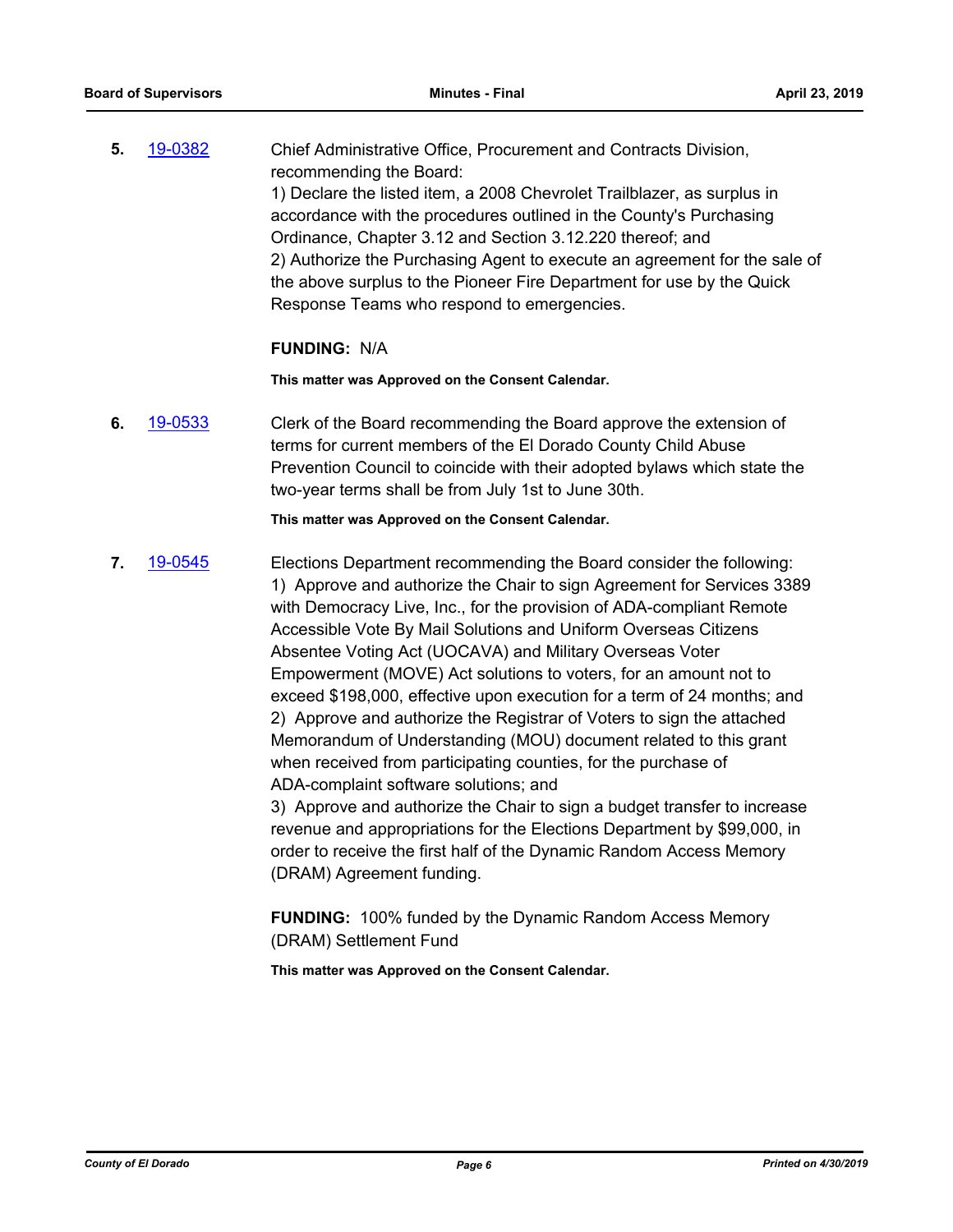**5.** 19-0382 Chief Administrative Office, Procurement and Contracts Division, recommending the Board:
1) Declare the listed item, a 2008 Chevrolet Trailblazer, as surplus in accordance with the procedures outlined in the County's Purchasing Ordinance, Chapter 3.12 and Section 3.12.220 thereof; and
2) Authorize the Purchasing Agent to execute an agreement for the sale of the above surplus to the Pioneer Fire Department for use by the Quick Response Teams who respond to emergencies.

**FUNDING:** N/A

**This matter was Approved on the Consent Calendar.**

**6.** 19-0533 Clerk of the Board recommending the Board approve the extension of terms for current members of the El Dorado County Child Abuse Prevention Council to coincide with their adopted bylaws which state the two-year terms shall be from July 1st to June 30th.

**This matter was Approved on the Consent Calendar.**

**7.** 19-0545 Elections Department recommending the Board consider the following:
1) Approve and authorize the Chair to sign Agreement for Services 3389 with Democracy Live, Inc., for the provision of ADA-compliant Remote Accessible Vote By Mail Solutions and Uniform Overseas Citizens Absentee Voting Act (UOCAVA) and Military Overseas Voter Empowerment (MOVE) Act solutions to voters, for an amount not to exceed $198,000, effective upon execution for a term of 24 months; and
2) Approve and authorize the Registrar of Voters to sign the attached Memorandum of Understanding (MOU) document related to this grant when received from participating counties, for the purchase of ADA-complaint software solutions; and
3) Approve and authorize the Chair to sign a budget transfer to increase revenue and appropriations for the Elections Department by $99,000, in order to receive the first half of the Dynamic Random Access Memory (DRAM) Agreement funding.

**FUNDING:** 100% funded by the Dynamic Random Access Memory (DRAM) Settlement Fund

**This matter was Approved on the Consent Calendar.**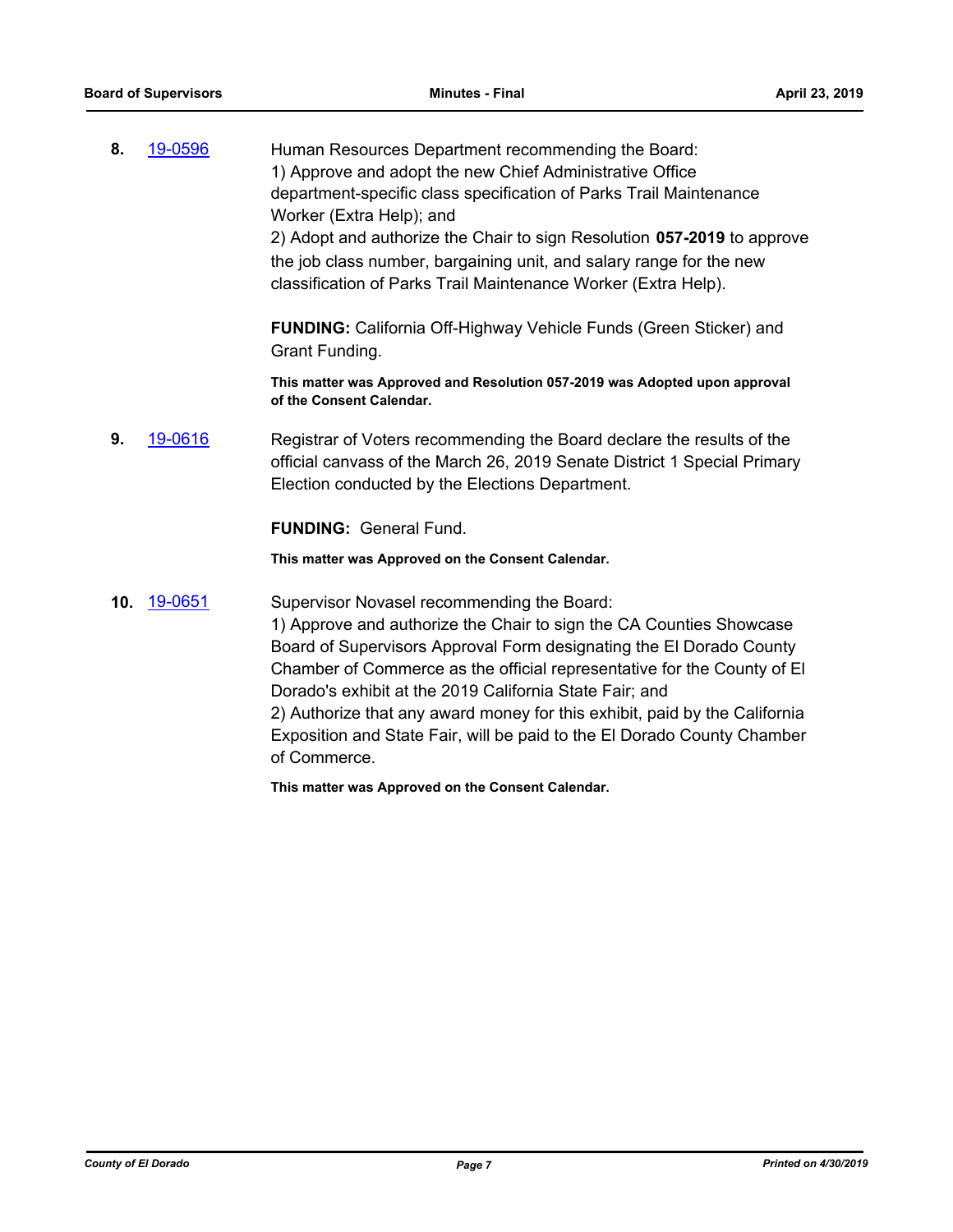**8.** 19-0596

Human Resources Department recommending the Board:
1) Approve and adopt the new Chief Administrative Office department-specific class specification of Parks Trail Maintenance Worker (Extra Help); and
2) Adopt and authorize the Chair to sign Resolution **057-2019** to approve the job class number, bargaining unit, and salary range for the new classification of Parks Trail Maintenance Worker (Extra Help).

**FUNDING:** California Off-Highway Vehicle Funds (Green Sticker) and Grant Funding.

**This matter was Approved and Resolution 057-2019 was Adopted upon approval of the Consent Calendar.**

**9.** 19-0616

Registrar of Voters recommending the Board declare the results of the official canvass of the March 26, 2019 Senate District 1 Special Primary Election conducted by the Elections Department.

**FUNDING:** General Fund.

**This matter was Approved on the Consent Calendar.**

**10.** 19-0651

Supervisor Novasel recommending the Board:
1) Approve and authorize the Chair to sign the CA Counties Showcase Board of Supervisors Approval Form designating the El Dorado County Chamber of Commerce as the official representative for the County of El Dorado's exhibit at the 2019 California State Fair; and
2) Authorize that any award money for this exhibit, paid by the California Exposition and State Fair, will be paid to the El Dorado County Chamber of Commerce.

**This matter was Approved on the Consent Calendar.**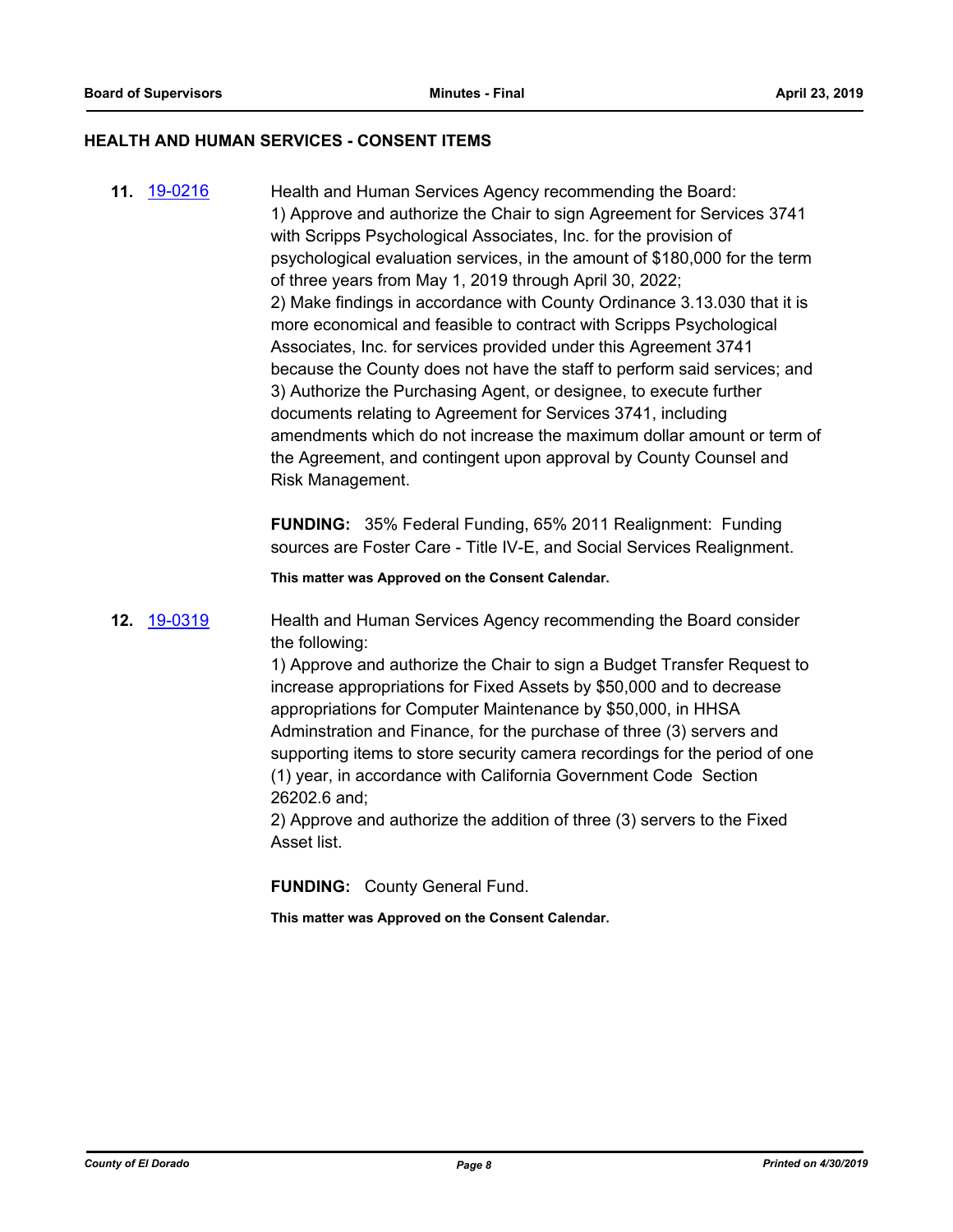## HEALTH AND HUMAN SERVICES - CONSENT ITEMS

**11.** 19-0216

Health and Human Services Agency recommending the Board:
1) Approve and authorize the Chair to sign Agreement for Services 3741 with Scripps Psychological Associates, Inc. for the provision of psychological evaluation services, in the amount of $180,000 for the term of three years from May 1, 2019 through April 30, 2022;
2) Make findings in accordance with County Ordinance 3.13.030 that it is more economical and feasible to contract with Scripps Psychological Associates, Inc. for services provided under this Agreement 3741 because the County does not have the staff to perform said services; and
3) Authorize the Purchasing Agent, or designee, to execute further documents relating to Agreement for Services 3741, including amendments which do not increase the maximum dollar amount or term of the Agreement, and contingent upon approval by County Counsel and Risk Management.

**FUNDING:** 35% Federal Funding, 65% 2011 Realignment: Funding sources are Foster Care - Title IV-E, and Social Services Realignment.

**This matter was Approved on the Consent Calendar.**

**12.** 19-0319

Health and Human Services Agency recommending the Board consider the following:
1) Approve and authorize the Chair to sign a Budget Transfer Request to increase appropriations for Fixed Assets by $50,000 and to decrease appropriations for Computer Maintenance by $50,000, in HHSA Adminstration and Finance, for the purchase of three (3) servers and supporting items to store security camera recordings for the period of one (1) year, in accordance with California Government Code Section 26202.6 and;
2) Approve and authorize the addition of three (3) servers to the Fixed Asset list.

**FUNDING:** County General Fund.

**This matter was Approved on the Consent Calendar.**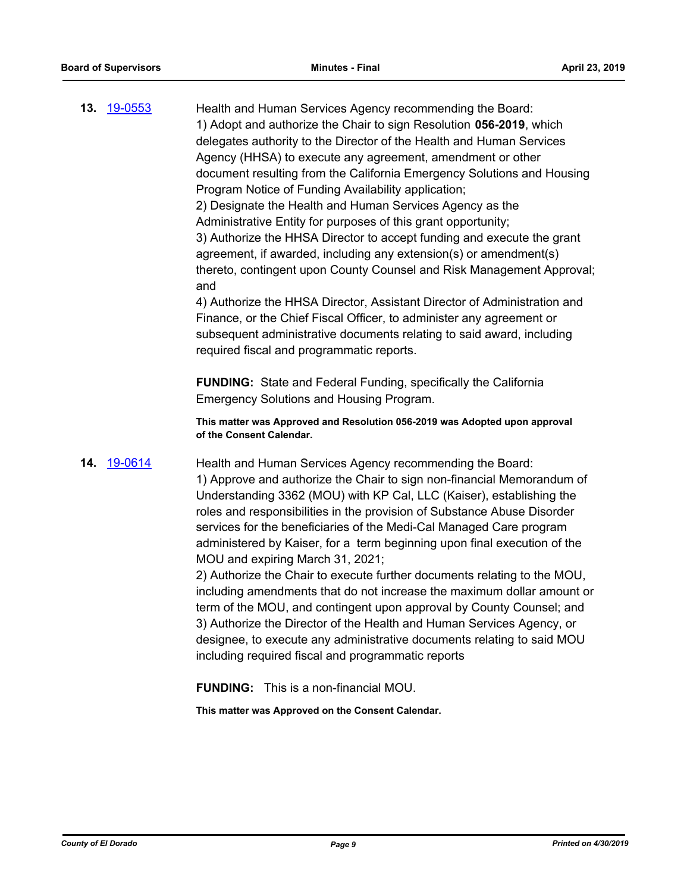**13.** [19-0553](19-0553)

Health and Human Services Agency recommending the Board:
1) Adopt and authorize the Chair to sign Resolution **056-2019**, which delegates authority to the Director of the Health and Human Services Agency (HHSA) to execute any agreement, amendment or other document resulting from the California Emergency Solutions and Housing Program Notice of Funding Availability application;
2) Designate the Health and Human Services Agency as the Administrative Entity for purposes of this grant opportunity;
3) Authorize the HHSA Director to accept funding and execute the grant agreement, if awarded, including any extension(s) or amendment(s) thereto, contingent upon County Counsel and Risk Management Approval; and
4) Authorize the HHSA Director, Assistant Director of Administration and Finance, or the Chief Fiscal Officer, to administer any agreement or subsequent administrative documents relating to said award, including required fiscal and programmatic reports.

**FUNDING:** State and Federal Funding, specifically the California Emergency Solutions and Housing Program.

**This matter was Approved and Resolution 056-2019 was Adopted upon approval of the Consent Calendar.**

**14.** [19-0614](19-0614)

Health and Human Services Agency recommending the Board:
1) Approve and authorize the Chair to sign non-financial Memorandum of Understanding 3362 (MOU) with KP Cal, LLC (Kaiser), establishing the roles and responsibilities in the provision of Substance Abuse Disorder services for the beneficiaries of the Medi-Cal Managed Care program administered by Kaiser, for a term beginning upon final execution of the MOU and expiring March 31, 2021;
2) Authorize the Chair to execute further documents relating to the MOU, including amendments that do not increase the maximum dollar amount or term of the MOU, and contingent upon approval by County Counsel; and
3) Authorize the Director of the Health and Human Services Agency, or designee, to execute any administrative documents relating to said MOU including required fiscal and programmatic reports

**FUNDING:** This is a non-financial MOU.

**This matter was Approved on the Consent Calendar.**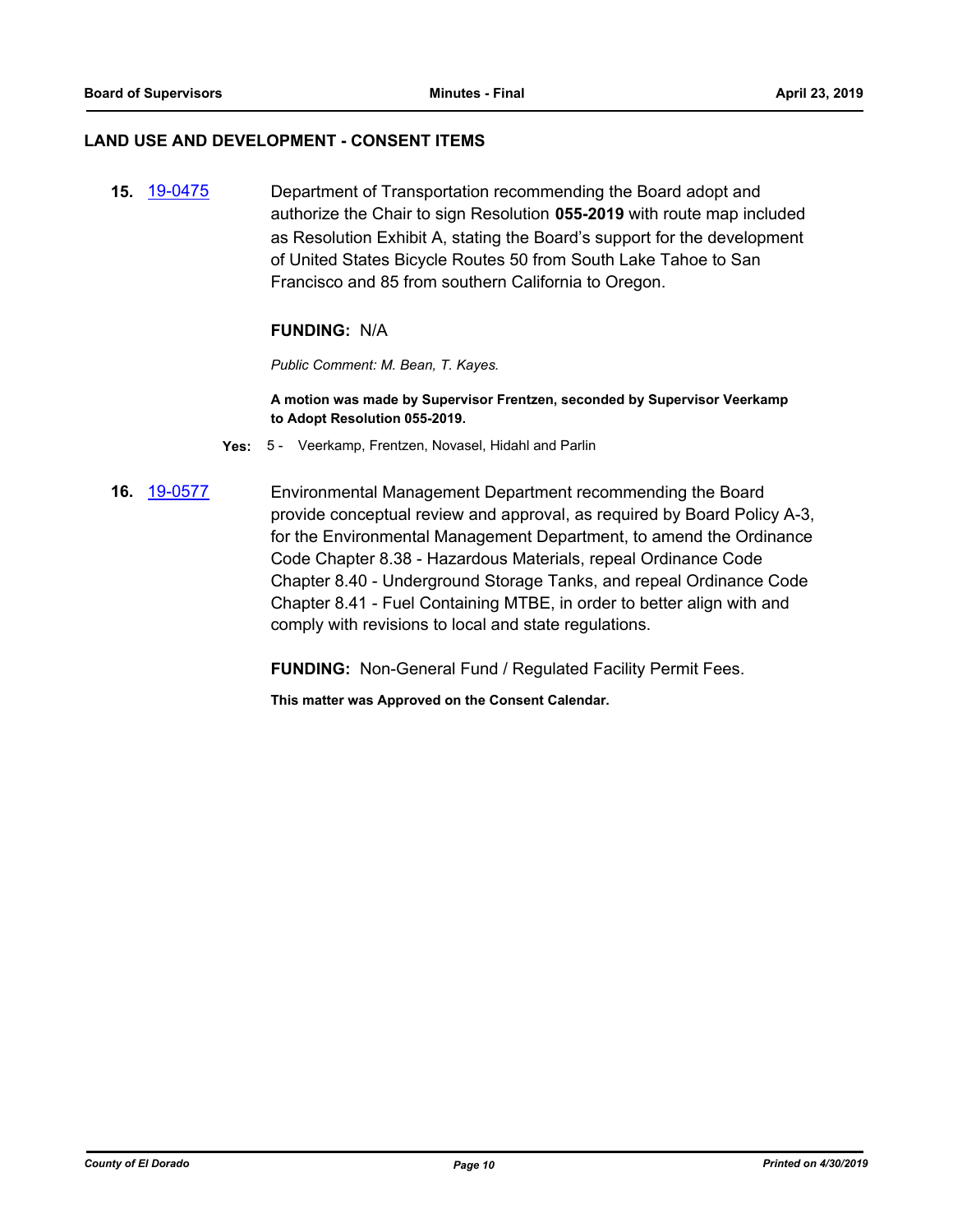## LAND USE AND DEVELOPMENT - CONSENT ITEMS

**15.** 19-0475 Department of Transportation recommending the Board adopt and authorize the Chair to sign Resolution **055-2019** with route map included as Resolution Exhibit A, stating the Board's support for the development of United States Bicycle Routes 50 from South Lake Tahoe to San Francisco and 85 from southern California to Oregon.

**FUNDING:** N/A

*Public Comment: M. Bean, T. Kayes.*

**A motion was made by Supervisor Frentzen, seconded by Supervisor Veerkamp to Adopt Resolution 055-2019.**

**Yes:** 5 - Veerkamp, Frentzen, Novasel, Hidahl and Parlin

**16.** 19-0577 Environmental Management Department recommending the Board provide conceptual review and approval, as required by Board Policy A-3, for the Environmental Management Department, to amend the Ordinance Code Chapter 8.38 - Hazardous Materials, repeal Ordinance Code Chapter 8.40 - Underground Storage Tanks, and repeal Ordinance Code Chapter 8.41 - Fuel Containing MTBE, in order to better align with and comply with revisions to local and state regulations.

**FUNDING:** Non-General Fund / Regulated Facility Permit Fees.

**This matter was Approved on the Consent Calendar.**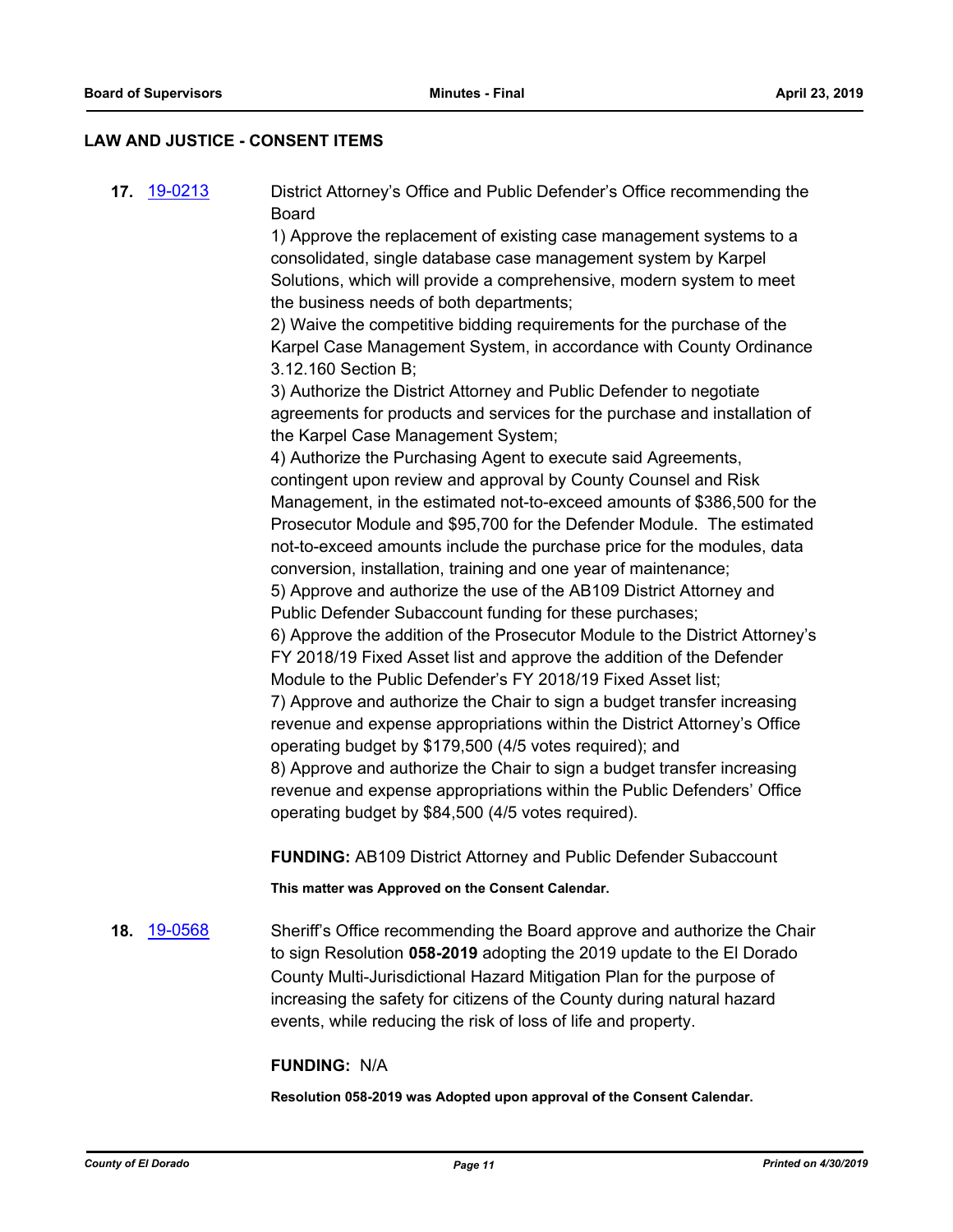## LAW AND JUSTICE - CONSENT ITEMS

**17.** 19-0213 District Attorney's Office and Public Defender's Office recommending the Board

1) Approve the replacement of existing case management systems to a consolidated, single database case management system by Karpel Solutions, which will provide a comprehensive, modern system to meet the business needs of both departments;

2) Waive the competitive bidding requirements for the purchase of the Karpel Case Management System, in accordance with County Ordinance 3.12.160 Section B;

3) Authorize the District Attorney and Public Defender to negotiate agreements for products and services for the purchase and installation of the Karpel Case Management System;

4) Authorize the Purchasing Agent to execute said Agreements, contingent upon review and approval by County Counsel and Risk Management, in the estimated not-to-exceed amounts of $386,500 for the Prosecutor Module and $95,700 for the Defender Module. The estimated not-to-exceed amounts include the purchase price for the modules, data conversion, installation, training and one year of maintenance;

5) Approve and authorize the use of the AB109 District Attorney and Public Defender Subaccount funding for these purchases;

6) Approve the addition of the Prosecutor Module to the District Attorney's FY 2018/19 Fixed Asset list and approve the addition of the Defender Module to the Public Defender's FY 2018/19 Fixed Asset list;

7) Approve and authorize the Chair to sign a budget transfer increasing revenue and expense appropriations within the District Attorney's Office operating budget by $179,500 (4/5 votes required); and

8) Approve and authorize the Chair to sign a budget transfer increasing revenue and expense appropriations within the Public Defenders' Office operating budget by $84,500 (4/5 votes required).

**FUNDING:** AB109 District Attorney and Public Defender Subaccount

**This matter was Approved on the Consent Calendar.**

**18.** 19-0568 Sheriff's Office recommending the Board approve and authorize the Chair to sign Resolution **058-2019** adopting the 2019 update to the El Dorado County Multi-Jurisdictional Hazard Mitigation Plan for the purpose of increasing the safety for citizens of the County during natural hazard events, while reducing the risk of loss of life and property.

**FUNDING:** N/A

**Resolution 058-2019 was Adopted upon approval of the Consent Calendar.**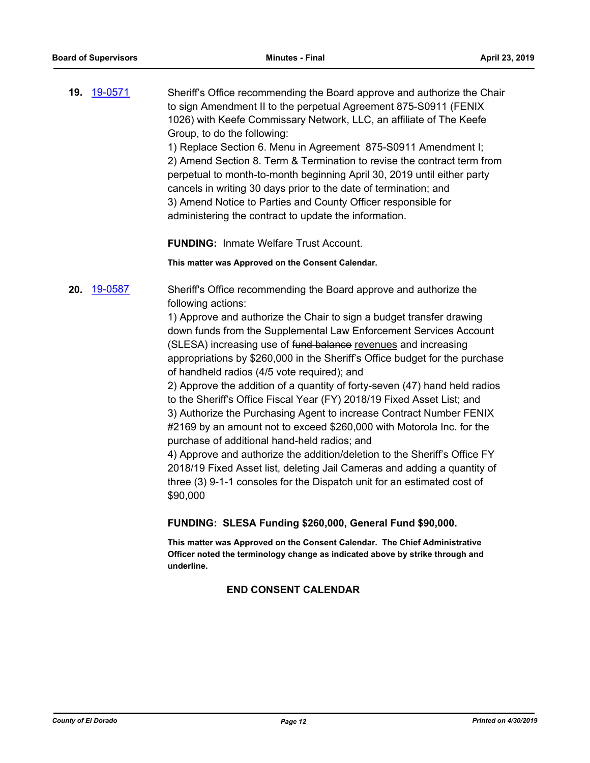**19.** 19-0571 Sheriff's Office recommending the Board approve and authorize the Chair to sign Amendment II to the perpetual Agreement 875-S0911 (FENIX 1026) with Keefe Commissary Network, LLC, an affiliate of The Keefe Group, to do the following:
1) Replace Section 6. Menu in Agreement 875-S0911 Amendment I;
2) Amend Section 8. Term & Termination to revise the contract term from perpetual to month-to-month beginning April 30, 2019 until either party cancels in writing 30 days prior to the date of termination; and
3) Amend Notice to Parties and County Officer responsible for administering the contract to update the information.

**FUNDING:** Inmate Welfare Trust Account.

**This matter was Approved on the Consent Calendar.**

**20.** 19-0587 Sheriff's Office recommending the Board approve and authorize the following actions:
1) Approve and authorize the Chair to sign a budget transfer drawing down funds from the Supplemental Law Enforcement Services Account (SLESA) increasing use of ~~fund balance~~ <u>revenues</u> and increasing appropriations by $260,000 in the Sheriff's Office budget for the purchase of handheld radios (4/5 vote required); and
2) Approve the addition of a quantity of forty-seven (47) hand held radios to the Sheriff's Office Fiscal Year (FY) 2018/19 Fixed Asset List; and
3) Authorize the Purchasing Agent to increase Contract Number FENIX #2169 by an amount not to exceed $260,000 with Motorola Inc. for the purchase of additional hand-held radios; and
4) Approve and authorize the addition/deletion to the Sheriff's Office FY 2018/19 Fixed Asset list, deleting Jail Cameras and adding a quantity of three (3) 9-1-1 consoles for the Dispatch unit for an estimated cost of $90,000

**FUNDING: SLESA Funding $260,000, General Fund $90,000.**

**This matter was Approved on the Consent Calendar. The Chief Administrative Officer noted the terminology change as indicated above by strike through and underline.**

**END CONSENT CALENDAR**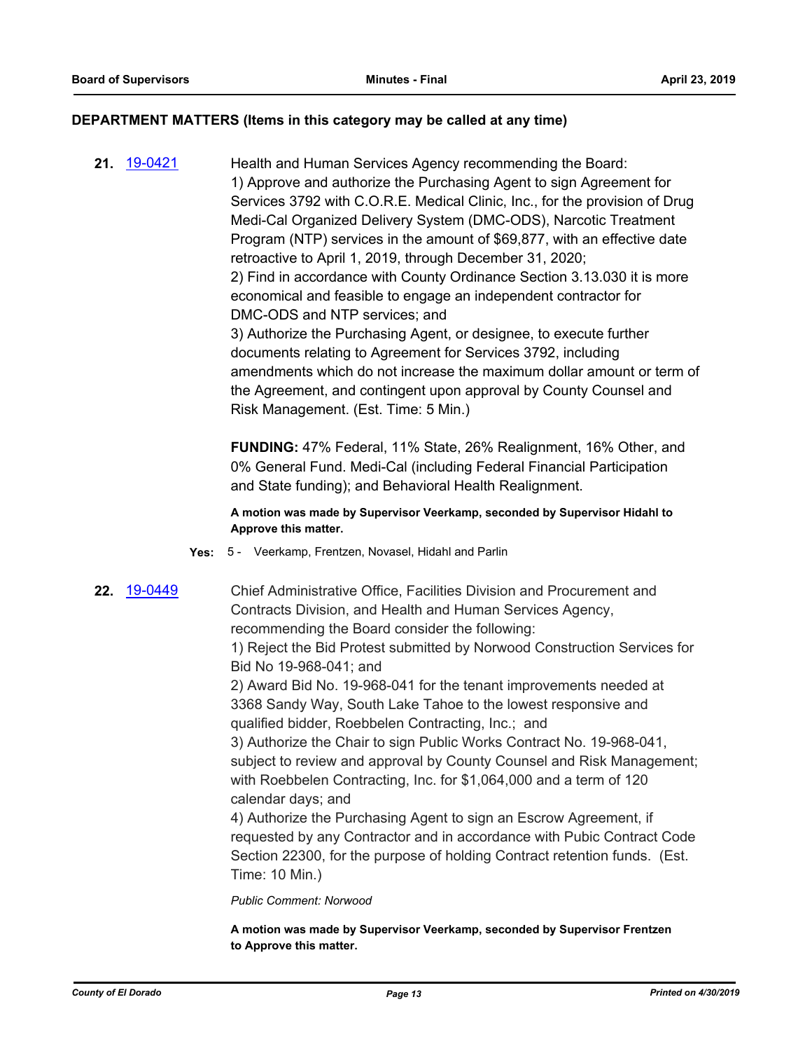## DEPARTMENT MATTERS (Items in this category may be called at any time)

**21.** 19-0421

Health and Human Services Agency recommending the Board:

1) Approve and authorize the Purchasing Agent to sign Agreement for Services 3792 with C.O.R.E. Medical Clinic, Inc., for the provision of Drug Medi-Cal Organized Delivery System (DMC-ODS), Narcotic Treatment Program (NTP) services in the amount of $69,877, with an effective date retroactive to April 1, 2019, through December 31, 2020;

2) Find in accordance with County Ordinance Section 3.13.030 it is more economical and feasible to engage an independent contractor for DMC-ODS and NTP services; and

3) Authorize the Purchasing Agent, or designee, to execute further documents relating to Agreement for Services 3792, including amendments which do not increase the maximum dollar amount or term of the Agreement, and contingent upon approval by County Counsel and Risk Management. (Est. Time: 5 Min.)

**FUNDING:** 47% Federal, 11% State, 26% Realignment, 16% Other, and 0% General Fund. Medi-Cal (including Federal Financial Participation and State funding); and Behavioral Health Realignment.

**A motion was made by Supervisor Veerkamp, seconded by Supervisor Hidahl to Approve this matter.**

**Yes:** 5 - Veerkamp, Frentzen, Novasel, Hidahl and Parlin

**22.** 19-0449

Chief Administrative Office, Facilities Division and Procurement and Contracts Division, and Health and Human Services Agency, recommending the Board consider the following:

1) Reject the Bid Protest submitted by Norwood Construction Services for Bid No 19-968-041; and

2) Award Bid No. 19-968-041 for the tenant improvements needed at 3368 Sandy Way, South Lake Tahoe to the lowest responsive and qualified bidder, Roebbelen Contracting, Inc.; and

3) Authorize the Chair to sign Public Works Contract No. 19-968-041, subject to review and approval by County Counsel and Risk Management; with Roebbelen Contracting, Inc. for $1,064,000 and a term of 120 calendar days; and

4) Authorize the Purchasing Agent to sign an Escrow Agreement, if requested by any Contractor and in accordance with Pubic Contract Code Section 22300, for the purpose of holding Contract retention funds. (Est. Time: 10 Min.)

*Public Comment: Norwood*

**A motion was made by Supervisor Veerkamp, seconded by Supervisor Frentzen to Approve this matter.**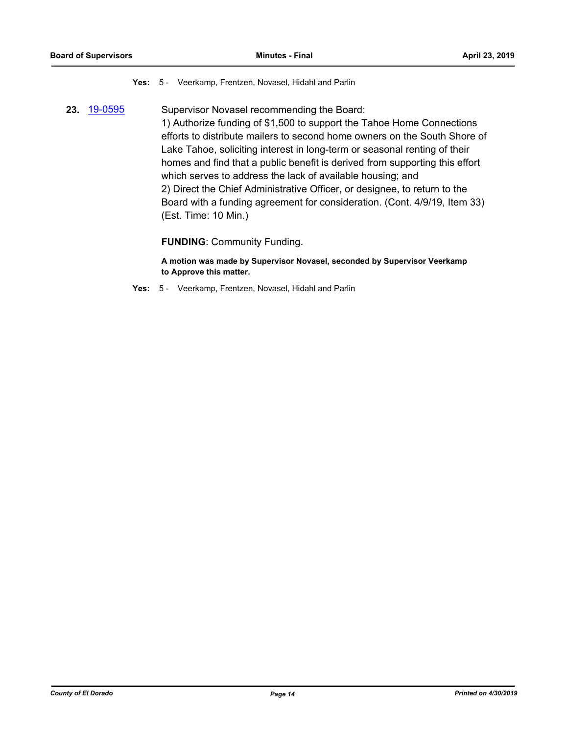**Yes:** 5 - Veerkamp, Frentzen, Novasel, Hidahl and Parlin

**23.** 19-0595 Supervisor Novasel recommending the Board:

1) Authorize funding of $1,500 to support the Tahoe Home Connections efforts to distribute mailers to second home owners on the South Shore of Lake Tahoe, soliciting interest in long-term or seasonal renting of their homes and find that a public benefit is derived from supporting this effort which serves to address the lack of available housing; and

2) Direct the Chief Administrative Officer, or designee, to return to the Board with a funding agreement for consideration. (Cont. 4/9/19, Item 33) (Est. Time: 10 Min.)

**FUNDING**: Community Funding.

**A motion was made by Supervisor Novasel, seconded by Supervisor Veerkamp to Approve this matter.**

**Yes:** 5 - Veerkamp, Frentzen, Novasel, Hidahl and Parlin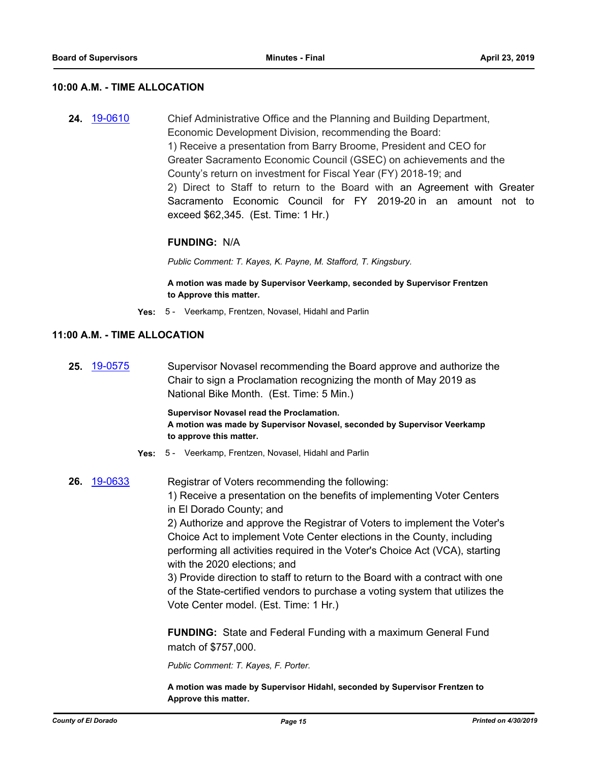## 10:00 A.M. - TIME ALLOCATION

**24.** [19-0610](19-0610)

Chief Administrative Office and the Planning and Building Department, Economic Development Division, recommending the Board:
1) Receive a presentation from Barry Broome, President and CEO for Greater Sacramento Economic Council (GSEC) on achievements and the County's return on investment for Fiscal Year (FY) 2018-19; and
2) Direct to Staff to return to the Board with an Agreement with Greater Sacramento Economic Council for FY 2019-20 in an amount not to exceed $62,345. (Est. Time: 1 Hr.)

**FUNDING:** N/A

*Public Comment: T. Kayes, K. Payne, M. Stafford, T. Kingsbury.*

**A motion was made by Supervisor Veerkamp, seconded by Supervisor Frentzen to Approve this matter.**

**Yes:** 5 - Veerkamp, Frentzen, Novasel, Hidahl and Parlin

## 11:00 A.M. - TIME ALLOCATION

**25.** [19-0575](19-0575)

Supervisor Novasel recommending the Board approve and authorize the Chair to sign a Proclamation recognizing the month of May 2019 as National Bike Month. (Est. Time: 5 Min.)

**Supervisor Novasel read the Proclamation.**
**A motion was made by Supervisor Novasel, seconded by Supervisor Veerkamp to approve this matter.**

**Yes:** 5 - Veerkamp, Frentzen, Novasel, Hidahl and Parlin

**26.** [19-0633](19-0633)

Registrar of Voters recommending the following:
1) Receive a presentation on the benefits of implementing Voter Centers in El Dorado County; and
2) Authorize and approve the Registrar of Voters to implement the Voter's Choice Act to implement Vote Center elections in the County, including performing all activities required in the Voter's Choice Act (VCA), starting with the 2020 elections; and
3) Provide direction to staff to return to the Board with a contract with one of the State-certified vendors to purchase a voting system that utilizes the Vote Center model. (Est. Time: 1 Hr.)

**FUNDING:** State and Federal Funding with a maximum General Fund match of $757,000.

*Public Comment: T. Kayes, F. Porter.*

**A motion was made by Supervisor Hidahl, seconded by Supervisor Frentzen to Approve this matter.**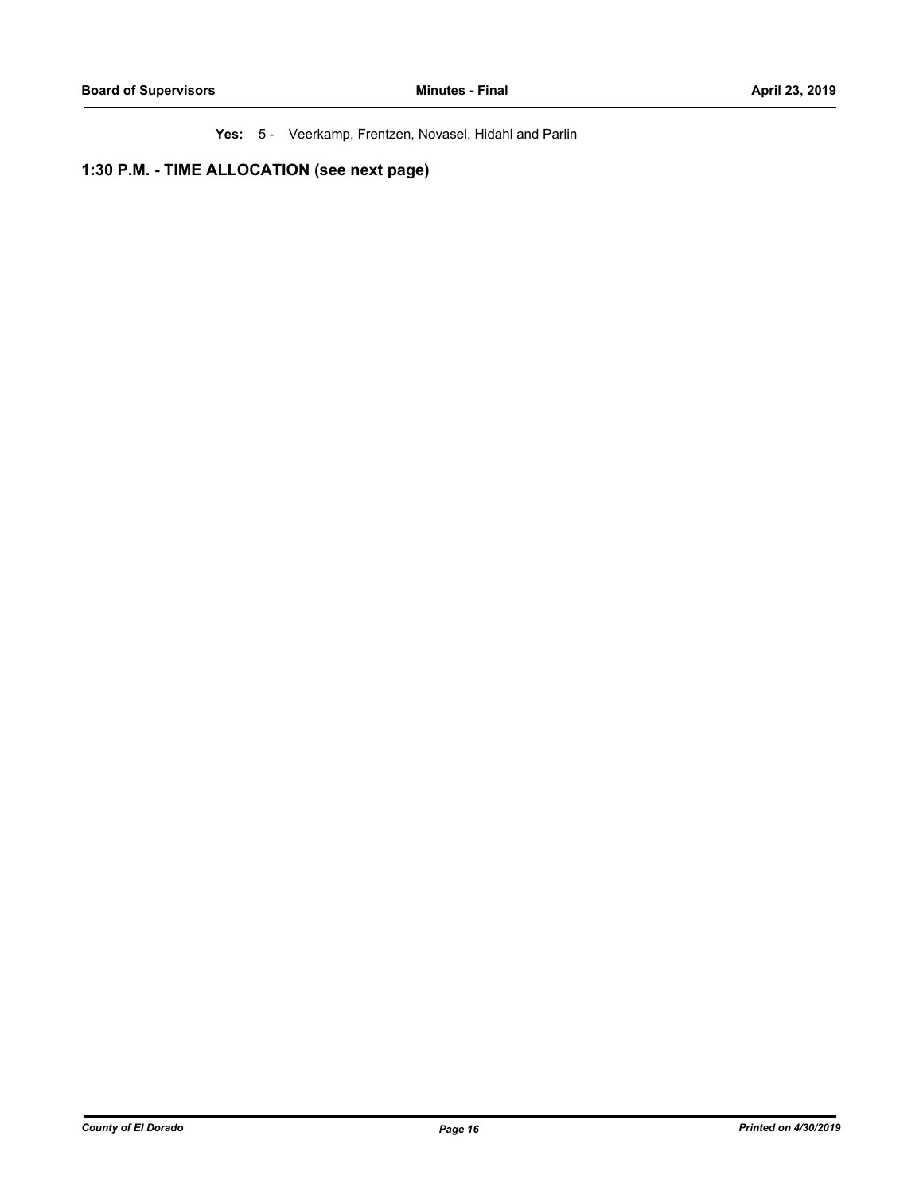**Yes:** 5 - Veerkamp, Frentzen, Novasel, Hidahl and Parlin

## 1:30 P.M. - TIME ALLOCATION (see next page)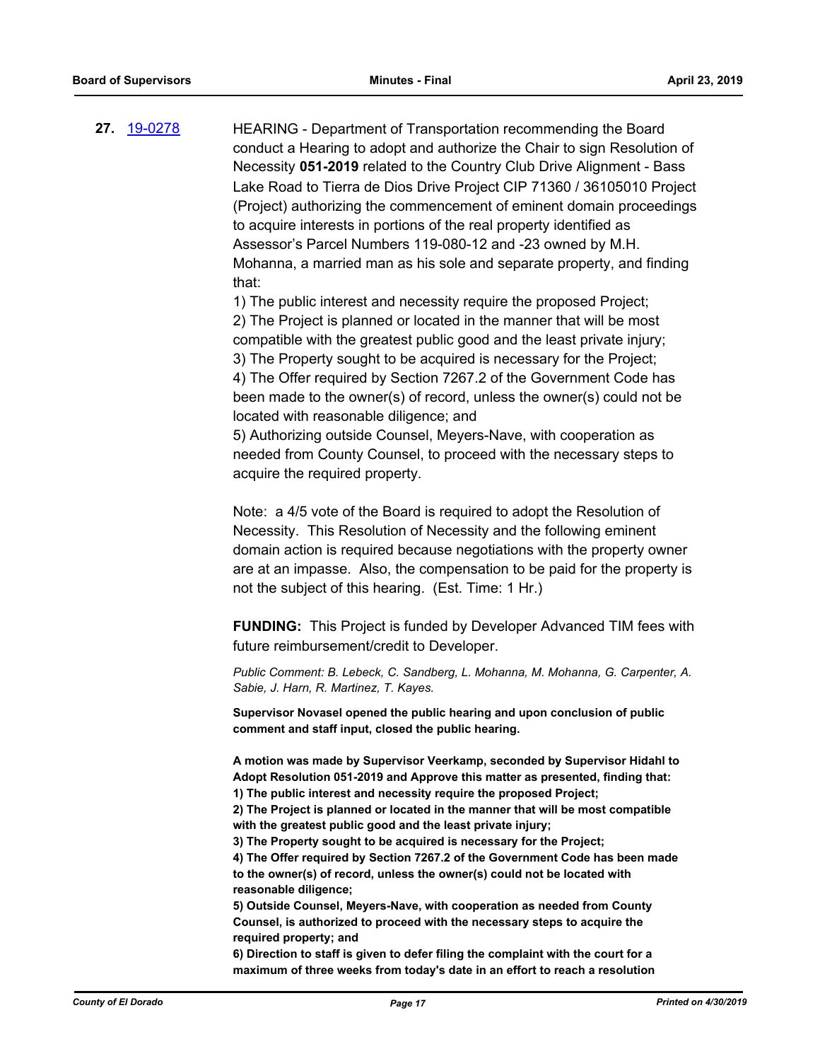**27.** [19-0278](19-0278)

HEARING - Department of Transportation recommending the Board conduct a Hearing to adopt and authorize the Chair to sign Resolution of Necessity **051-2019** related to the Country Club Drive Alignment - Bass Lake Road to Tierra de Dios Drive Project CIP 71360 / 36105010 Project (Project) authorizing the commencement of eminent domain proceedings to acquire interests in portions of the real property identified as Assessor's Parcel Numbers 119-080-12 and -23 owned by M.H. Mohanna, a married man as his sole and separate property, and finding that:

1) The public interest and necessity require the proposed Project;
2) The Project is planned or located in the manner that will be most compatible with the greatest public good and the least private injury;
3) The Property sought to be acquired is necessary for the Project;
4) The Offer required by Section 7267.2 of the Government Code has been made to the owner(s) of record, unless the owner(s) could not be located with reasonable diligence; and
5) Authorizing outside Counsel, Meyers-Nave, with cooperation as needed from County Counsel, to proceed with the necessary steps to acquire the required property.

Note: a 4/5 vote of the Board is required to adopt the Resolution of Necessity. This Resolution of Necessity and the following eminent domain action is required because negotiations with the property owner are at an impasse. Also, the compensation to be paid for the property is not the subject of this hearing. (Est. Time: 1 Hr.)

**FUNDING:** This Project is funded by Developer Advanced TIM fees with future reimbursement/credit to Developer.

*Public Comment: B. Lebeck, C. Sandberg, L. Mohanna, M. Mohanna, G. Carpenter, A. Sabie, J. Harn, R. Martinez, T. Kayes.*

**Supervisor Novasel opened the public hearing and upon conclusion of public comment and staff input, closed the public hearing.**

**A motion was made by Supervisor Veerkamp, seconded by Supervisor Hidahl to Adopt Resolution 051-2019 and Approve this matter as presented, finding that:**
**1) The public interest and necessity require the proposed Project;**
**2) The Project is planned or located in the manner that will be most compatible with the greatest public good and the least private injury;**
**3) The Property sought to be acquired is necessary for the Project;**
**4) The Offer required by Section 7267.2 of the Government Code has been made to the owner(s) of record, unless the owner(s) could not be located with reasonable diligence;**
**5) Outside Counsel, Meyers-Nave, with cooperation as needed from County Counsel, is authorized to proceed with the necessary steps to acquire the required property; and**
**6) Direction to staff is given to defer filing the complaint with the court for a maximum of three weeks from today's date in an effort to reach a resolution**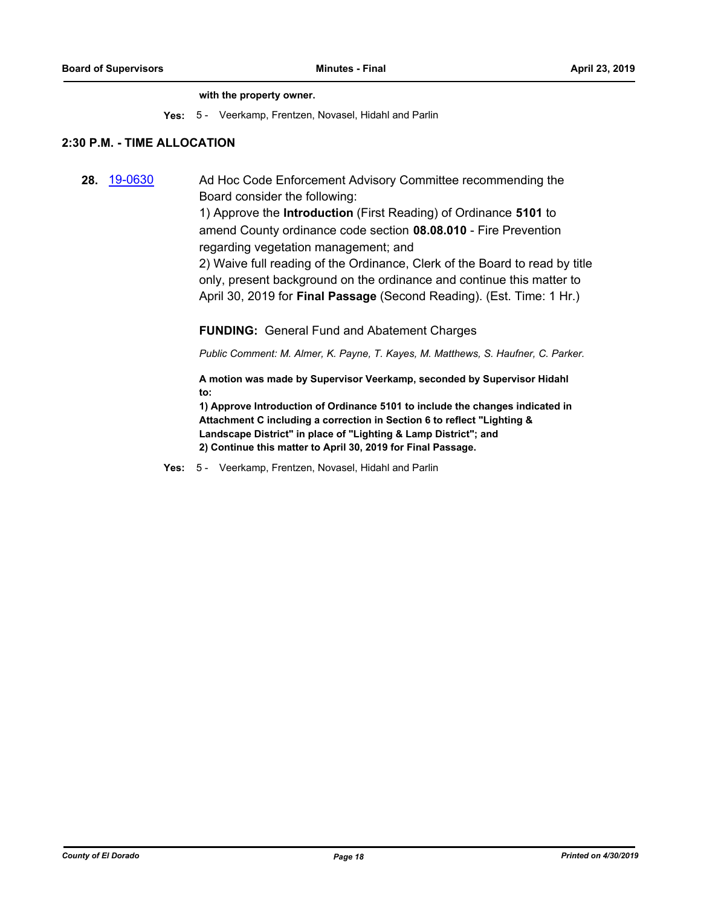**with the property owner.**

**Yes:** 5 - Veerkamp, Frentzen, Novasel, Hidahl and Parlin

## 2:30 P.M. - TIME ALLOCATION

**28.** 19-0630 Ad Hoc Code Enforcement Advisory Committee recommending the Board consider the following:

1) Approve the **Introduction** (First Reading) of Ordinance **5101** to amend County ordinance code section **08.08.010** - Fire Prevention regarding vegetation management; and

2) Waive full reading of the Ordinance, Clerk of the Board to read by title only, present background on the ordinance and continue this matter to April 30, 2019 for **Final Passage** (Second Reading). (Est. Time: 1 Hr.)

**FUNDING:** General Fund and Abatement Charges

*Public Comment: M. Almer, K. Payne, T. Kayes, M. Matthews, S. Haufner, C. Parker.*

**A motion was made by Supervisor Veerkamp, seconded by Supervisor Hidahl to:**

**1) Approve Introduction of Ordinance 5101 to include the changes indicated in Attachment C including a correction in Section 6 to reflect "Lighting & Landscape District" in place of "Lighting & Lamp District"; and**

**2) Continue this matter to April 30, 2019 for Final Passage.**

**Yes:** 5 - Veerkamp, Frentzen, Novasel, Hidahl and Parlin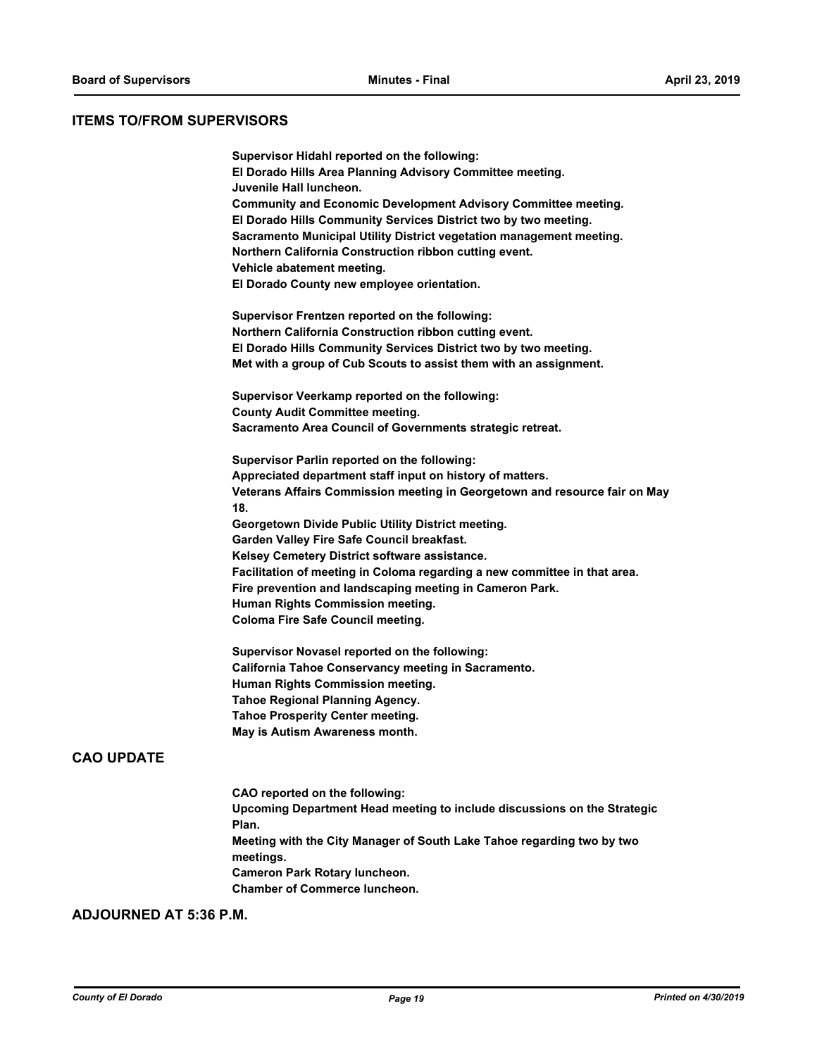## ITEMS TO/FROM SUPERVISORS

**Supervisor Hidahl reported on the following:**
**El Dorado Hills Area Planning Advisory Committee meeting.**
**Juvenile Hall luncheon.**
**Community and Economic Development Advisory Committee meeting.**
**El Dorado Hills Community Services District two by two meeting.**
**Sacramento Municipal Utility District vegetation management meeting.**
**Northern California Construction ribbon cutting event.**
**Vehicle abatement meeting.**
**El Dorado County new employee orientation.**

**Supervisor Frentzen reported on the following:**
**Northern California Construction ribbon cutting event.**
**El Dorado Hills Community Services District two by two meeting.**
**Met with a group of Cub Scouts to assist them with an assignment.**

**Supervisor Veerkamp reported on the following:**
**County Audit Committee meeting.**
**Sacramento Area Council of Governments strategic retreat.**

**Supervisor Parlin reported on the following:**
**Appreciated department staff input on history of matters.**
**Veterans Affairs Commission meeting in Georgetown and resource fair on May 18.**
**Georgetown Divide Public Utility District meeting.**
**Garden Valley Fire Safe Council breakfast.**
**Kelsey Cemetery District software assistance.**
**Facilitation of meeting in Coloma regarding a new committee in that area.**
**Fire prevention and landscaping meeting in Cameron Park.**
**Human Rights Commission meeting.**
**Coloma Fire Safe Council meeting.**

**Supervisor Novasel reported on the following:**
**California Tahoe Conservancy meeting in Sacramento.**
**Human Rights Commission meeting.**
**Tahoe Regional Planning Agency.**
**Tahoe Prosperity Center meeting.**
**May is Autism Awareness month.**

## CAO UPDATE

**CAO reported on the following:**
**Upcoming Department Head meeting to include discussions on the Strategic Plan.**
**Meeting with the City Manager of South Lake Tahoe regarding two by two meetings.**
**Cameron Park Rotary luncheon.**
**Chamber of Commerce luncheon.**

## ADJOURNED AT 5:36 P.M.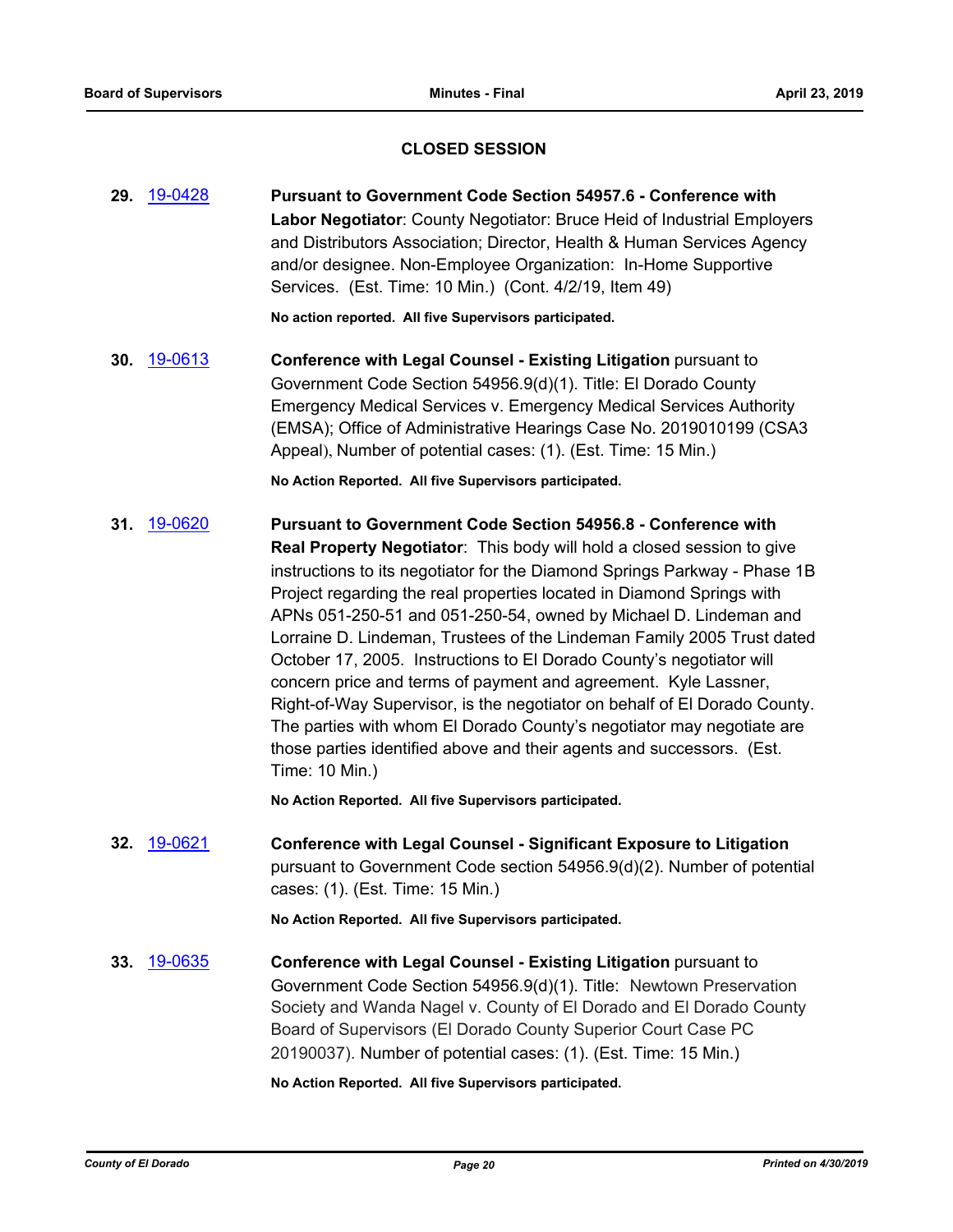## CLOSED SESSION

**29.** 19-0428 **Pursuant to Government Code Section 54957.6 - Conference with Labor Negotiator**: County Negotiator: Bruce Heid of Industrial Employers and Distributors Association; Director, Health & Human Services Agency and/or designee. Non-Employee Organization: In-Home Supportive Services. (Est. Time: 10 Min.) (Cont. 4/2/19, Item 49)

**No action reported. All five Supervisors participated.**

**30.** 19-0613 **Conference with Legal Counsel - Existing Litigation** pursuant to Government Code Section 54956.9(d)(1). Title: El Dorado County Emergency Medical Services v. Emergency Medical Services Authority (EMSA); Office of Administrative Hearings Case No. 2019010199 (CSA3 Appeal), Number of potential cases: (1). (Est. Time: 15 Min.)

**No Action Reported. All five Supervisors participated.**

**31.** 19-0620 **Pursuant to Government Code Section 54956.8 - Conference with Real Property Negotiator**: This body will hold a closed session to give instructions to its negotiator for the Diamond Springs Parkway - Phase 1B Project regarding the real properties located in Diamond Springs with APNs 051-250-51 and 051-250-54, owned by Michael D. Lindeman and Lorraine D. Lindeman, Trustees of the Lindeman Family 2005 Trust dated October 17, 2005. Instructions to El Dorado County's negotiator will concern price and terms of payment and agreement. Kyle Lassner, Right-of-Way Supervisor, is the negotiator on behalf of El Dorado County. The parties with whom El Dorado County's negotiator may negotiate are those parties identified above and their agents and successors. (Est. Time: 10 Min.)

**No Action Reported. All five Supervisors participated.**

**32.** 19-0621 **Conference with Legal Counsel - Significant Exposure to Litigation** pursuant to Government Code section 54956.9(d)(2). Number of potential cases: (1). (Est. Time: 15 Min.)

**No Action Reported. All five Supervisors participated.**

**33.** 19-0635 **Conference with Legal Counsel - Existing Litigation** pursuant to Government Code Section 54956.9(d)(1). Title: Newtown Preservation Society and Wanda Nagel v. County of El Dorado and El Dorado County Board of Supervisors (El Dorado County Superior Court Case PC 20190037). Number of potential cases: (1). (Est. Time: 15 Min.)

**No Action Reported. All five Supervisors participated.**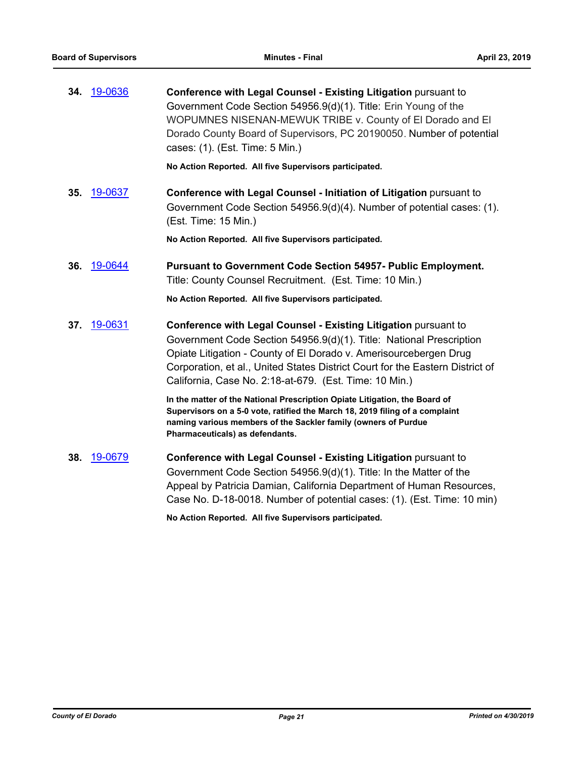**34.** 19-0636

**Conference with Legal Counsel - Existing Litigation** pursuant to Government Code Section 54956.9(d)(1). Title: Erin Young of the WOPUMNES NISENAN-MEWUK TRIBE v. County of El Dorado and El Dorado County Board of Supervisors, PC 20190050. Number of potential cases: (1). (Est. Time: 5 Min.)

**No Action Reported. All five Supervisors participated.**

**35.** 19-0637

**Conference with Legal Counsel - Initiation of Litigation** pursuant to Government Code Section 54956.9(d)(4). Number of potential cases: (1). (Est. Time: 15 Min.)

**No Action Reported. All five Supervisors participated.**

**36.** 19-0644

**Pursuant to Government Code Section 54957- Public Employment.** Title: County Counsel Recruitment. (Est. Time: 10 Min.)

**No Action Reported. All five Supervisors participated.**

**37.** 19-0631

**Conference with Legal Counsel - Existing Litigation** pursuant to Government Code Section 54956.9(d)(1). Title: National Prescription Opiate Litigation - County of El Dorado v. Amerisourcebergen Drug Corporation, et al., United States District Court for the Eastern District of California, Case No. 2:18-at-679. (Est. Time: 10 Min.)

**In the matter of the National Prescription Opiate Litigation, the Board of Supervisors on a 5-0 vote, ratified the March 18, 2019 filing of a complaint naming various members of the Sackler family (owners of Purdue Pharmaceuticals) as defendants.**

**38.** 19-0679

**Conference with Legal Counsel - Existing Litigation** pursuant to Government Code Section 54956.9(d)(1). Title: In the Matter of the Appeal by Patricia Damian, California Department of Human Resources, Case No. D-18-0018. Number of potential cases: (1). (Est. Time: 10 min)

**No Action Reported. All five Supervisors participated.**